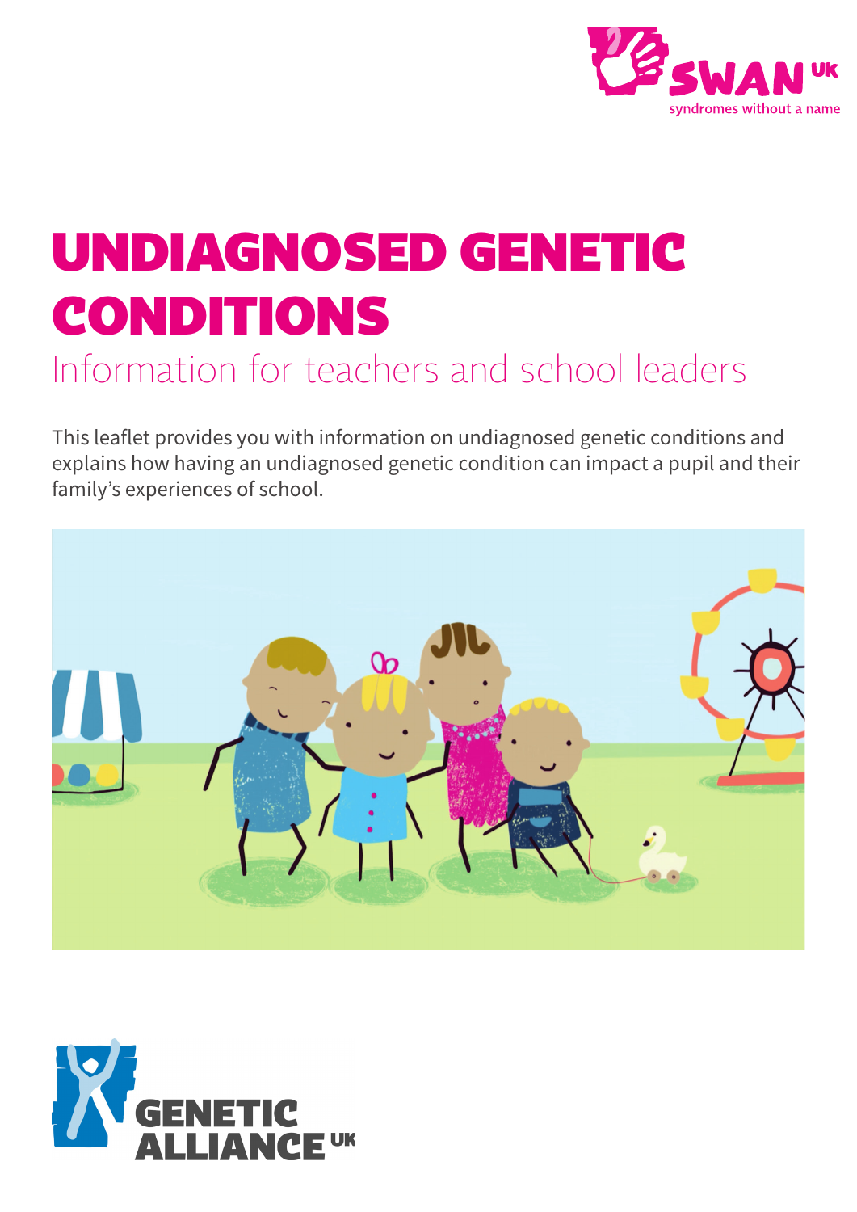SWAN UK
syndromes without a name

# UNDIAGNOSED GENETIC CONDITIONS

## Information for teachers and school leaders

This leaflet provides you with information on undiagnosed genetic conditions and explains how having an undiagnosed genetic condition can impact a pupil and their family's experiences of school.

GENETIC ALLIANCE UK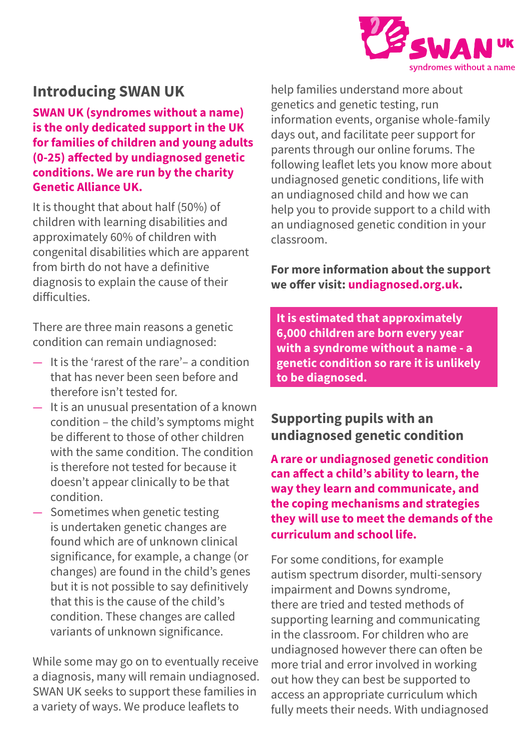SWAN UK
syndromes without a name

## Introducing SWAN UK

**SWAN UK (syndromes without a name) is the only dedicated support in the UK for families of children and young adults (0-25) affected by undiagnosed genetic conditions. We are run by the charity Genetic Alliance UK.**

It is thought that about half (50%) of children with learning disabilities and approximately 60% of children with congenital disabilities which are apparent from birth do not have a definitive diagnosis to explain the cause of their difficulties.

There are three main reasons a genetic condition can remain undiagnosed:

- It is the 'rarest of the rare'– a condition that has never been seen before and therefore isn't tested for.
- It is an unusual presentation of a known condition – the child's symptoms might be different to those of other children with the same condition. The condition is therefore not tested for because it doesn't appear clinically to be that condition.
- Sometimes when genetic testing is undertaken genetic changes are found which are of unknown clinical significance, for example, a change (or changes) are found in the child's genes but it is not possible to say definitively that this is the cause of the child's condition. These changes are called variants of unknown significance.

While some may go on to eventually receive a diagnosis, many will remain undiagnosed. SWAN UK seeks to support these families in a variety of ways. We produce leaflets to help families understand more about genetics and genetic testing, run information events, organise whole-family days out, and facilitate peer support for parents through our online forums. The following leaflet lets you know more about undiagnosed genetic conditions, life with an undiagnosed child and how we can help you to provide support to a child with an undiagnosed genetic condition in your classroom.

**For more information about the support we offer visit: undiagnosed.org.uk.**

**It is estimated that approximately 6,000 children are born every year with a syndrome without a name - a genetic condition so rare it is unlikely to be diagnosed.**

## Supporting pupils with an undiagnosed genetic condition

**A rare or undiagnosed genetic condition can affect a child's ability to learn, the way they learn and communicate, and the coping mechanisms and strategies they will use to meet the demands of the curriculum and school life.**

For some conditions, for example autism spectrum disorder, multi-sensory impairment and Downs syndrome, there are tried and tested methods of supporting learning and communicating in the classroom. For children who are undiagnosed however there can often be more trial and error involved in working out how they can best be supported to access an appropriate curriculum which fully meets their needs. With undiagnosed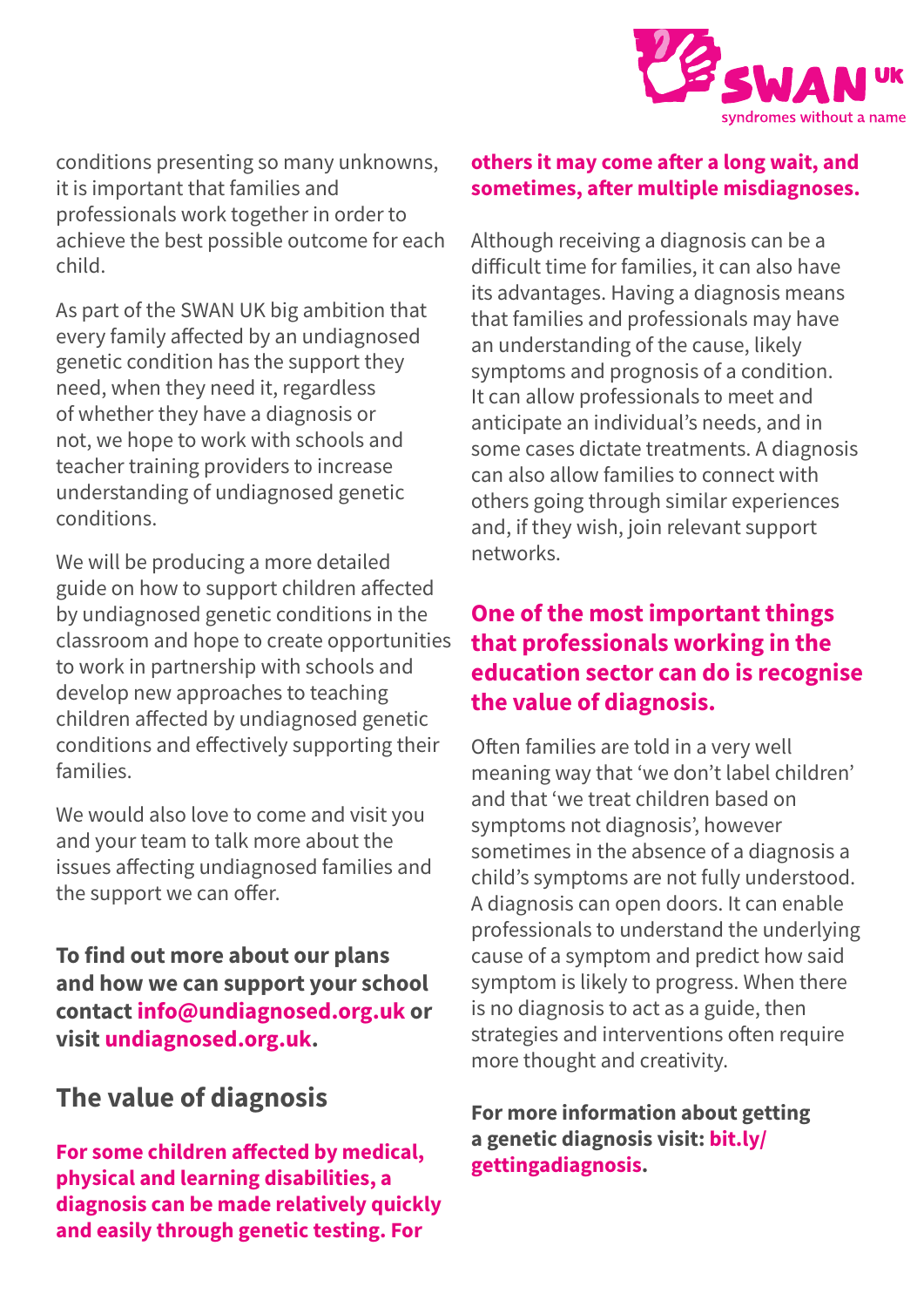conditions presenting so many unknowns, it is important that families and professionals work together in order to achieve the best possible outcome for each child.

As part of the SWAN UK big ambition that every family affected by an undiagnosed genetic condition has the support they need, when they need it, regardless of whether they have a diagnosis or not, we hope to work with schools and teacher training providers to increase understanding of undiagnosed genetic conditions.

We will be producing a more detailed guide on how to support children affected by undiagnosed genetic conditions in the classroom and hope to create opportunities to work in partnership with schools and develop new approaches to teaching children affected by undiagnosed genetic conditions and effectively supporting their families.

We would also love to come and visit you and your team to talk more about the issues affecting undiagnosed families and the support we can offer.

**To find out more about our plans and how we can support your school contact info@undiagnosed.org.uk or visit undiagnosed.org.uk.**

## The value of diagnosis

**For some children affected by medical, physical and learning disabilities, a diagnosis can be made relatively quickly and easily through genetic testing. For others it may come after a long wait, and sometimes, after multiple misdiagnoses.**

Although receiving a diagnosis can be a difficult time for families, it can also have its advantages. Having a diagnosis means that families and professionals may have an understanding of the cause, likely symptoms and prognosis of a condition. It can allow professionals to meet and anticipate an individual's needs, and in some cases dictate treatments. A diagnosis can also allow families to connect with others going through similar experiences and, if they wish, join relevant support networks.

**One of the most important things that professionals working in the education sector can do is recognise the value of diagnosis.**

Often families are told in a very well meaning way that 'we don't label children' and that 'we treat children based on symptoms not diagnosis', however sometimes in the absence of a diagnosis a child's symptoms are not fully understood. A diagnosis can open doors. It can enable professionals to understand the underlying cause of a symptom and predict how said symptom is likely to progress. When there is no diagnosis to act as a guide, then strategies and interventions often require more thought and creativity.

**For more information about getting a genetic diagnosis visit: bit.ly/gettingadiagnosis.**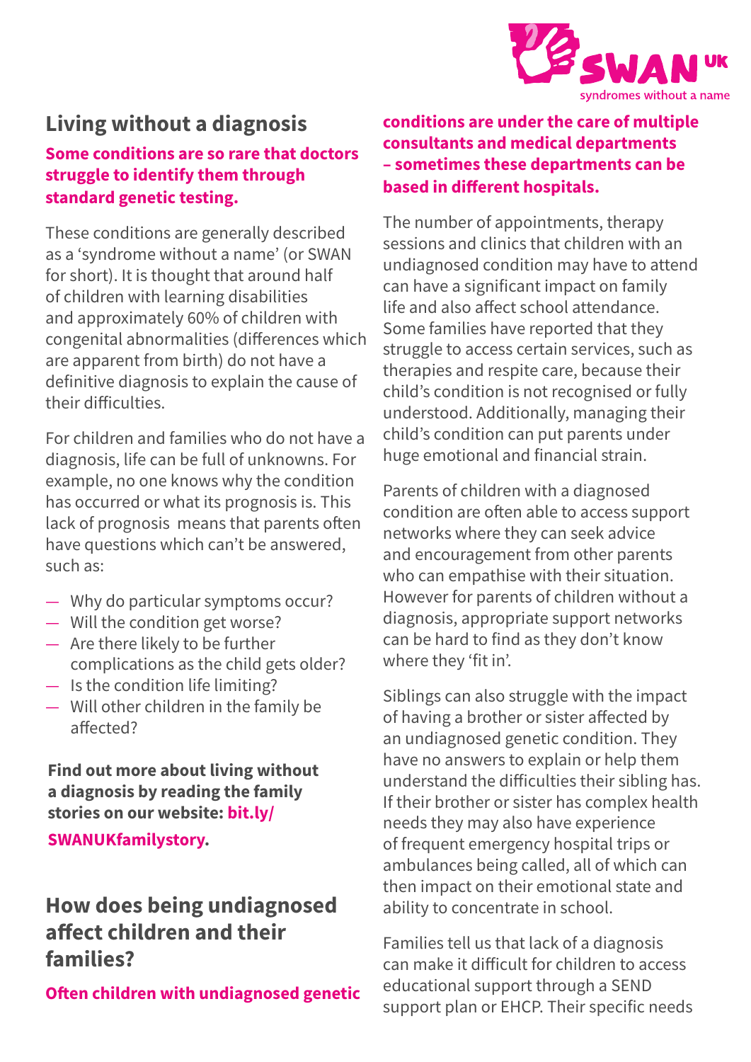## Living without a diagnosis

**Some conditions are so rare that doctors struggle to identify them through standard genetic testing.**

These conditions are generally described as a 'syndrome without a name' (or SWAN for short). It is thought that around half of children with learning disabilities and approximately 60% of children with congenital abnormalities (differences which are apparent from birth) do not have a definitive diagnosis to explain the cause of their difficulties.

For children and families who do not have a diagnosis, life can be full of unknowns. For example, no one knows why the condition has occurred or what its prognosis is. This lack of prognosis means that parents often have questions which can't be answered, such as:

- Why do particular symptoms occur?
- Will the condition get worse?
- Are there likely to be further complications as the child gets older?
- Is the condition life limiting?
- Will other children in the family be affected?

**Find out more about living without a diagnosis by reading the family stories on our website: bit.ly/SWANUKfamilystory.**

## How does being undiagnosed affect children and their families?

**Often children with undiagnosed genetic conditions are under the care of multiple consultants and medical departments – sometimes these departments can be based in different hospitals.**

The number of appointments, therapy sessions and clinics that children with an undiagnosed condition may have to attend can have a significant impact on family life and also affect school attendance. Some families have reported that they struggle to access certain services, such as therapies and respite care, because their child's condition is not recognised or fully understood. Additionally, managing their child's condition can put parents under huge emotional and financial strain.

Parents of children with a diagnosed condition are often able to access support networks where they can seek advice and encouragement from other parents who can empathise with their situation. However for parents of children without a diagnosis, appropriate support networks can be hard to find as they don't know where they 'fit in'.

Siblings can also struggle with the impact of having a brother or sister affected by an undiagnosed genetic condition. They have no answers to explain or help them understand the difficulties their sibling has. If their brother or sister has complex health needs they may also have experience of frequent emergency hospital trips or ambulances being called, all of which can then impact on their emotional state and ability to concentrate in school.

Families tell us that lack of a diagnosis can make it difficult for children to access educational support through a SEND support plan or EHCP. Their specific needs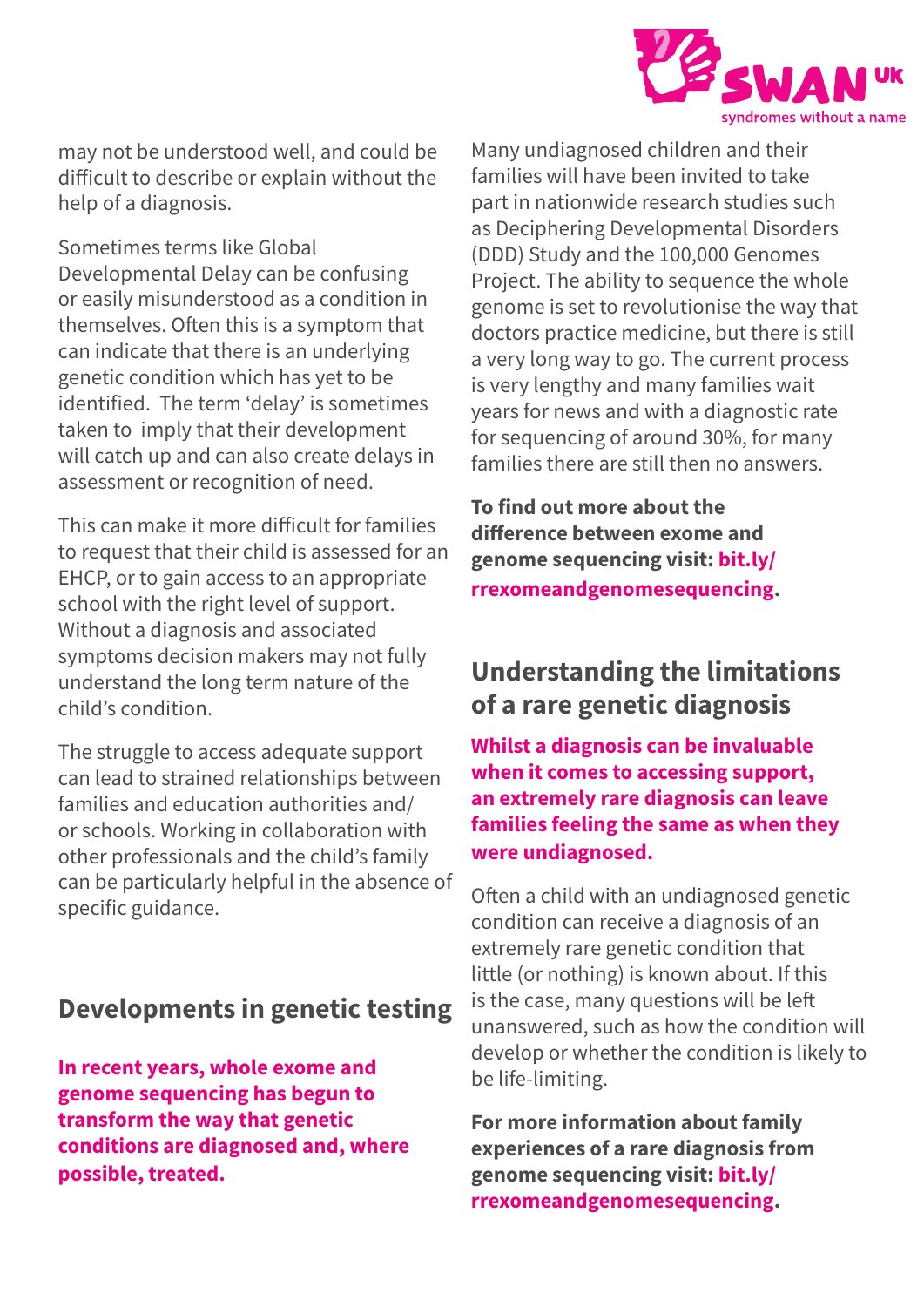may not be understood well, and could be difficult to describe or explain without the help of a diagnosis.

Sometimes terms like Global Developmental Delay can be confusing or easily misunderstood as a condition in themselves. Often this is a symptom that can indicate that there is an underlying genetic condition which has yet to be identified. The term 'delay' is sometimes taken to imply that their development will catch up and can also create delays in assessment or recognition of need.

This can make it more difficult for families to request that their child is assessed for an EHCP, or to gain access to an appropriate school with the right level of support. Without a diagnosis and associated symptoms decision makers may not fully understand the long term nature of the child's condition.

The struggle to access adequate support can lead to strained relationships between families and education authorities and/or schools. Working in collaboration with other professionals and the child's family can be particularly helpful in the absence of specific guidance.

## Developments in genetic testing

**In recent years, whole exome and genome sequencing has begun to transform the way that genetic conditions are diagnosed and, where possible, treated.**

Many undiagnosed children and their families will have been invited to take part in nationwide research studies such as Deciphering Developmental Disorders (DDD) Study and the 100,000 Genomes Project. The ability to sequence the whole genome is set to revolutionise the way that doctors practice medicine, but there is still a very long way to go. The current process is very lengthy and many families wait years for news and with a diagnostic rate for sequencing of around 30%, for many families there are still then no answers.

**To find out more about the difference between exome and genome sequencing visit: bit.ly/rrexomeandgenomesequencing.**

## Understanding the limitations of a rare genetic diagnosis

**Whilst a diagnosis can be invaluable when it comes to accessing support, an extremely rare diagnosis can leave families feeling the same as when they were undiagnosed.**

Often a child with an undiagnosed genetic condition can receive a diagnosis of an extremely rare genetic condition that little (or nothing) is known about. If this is the case, many questions will be left unanswered, such as how the condition will develop or whether the condition is likely to be life-limiting.

**For more information about family experiences of a rare diagnosis from genome sequencing visit: bit.ly/rrexomeandgenomesequencing.**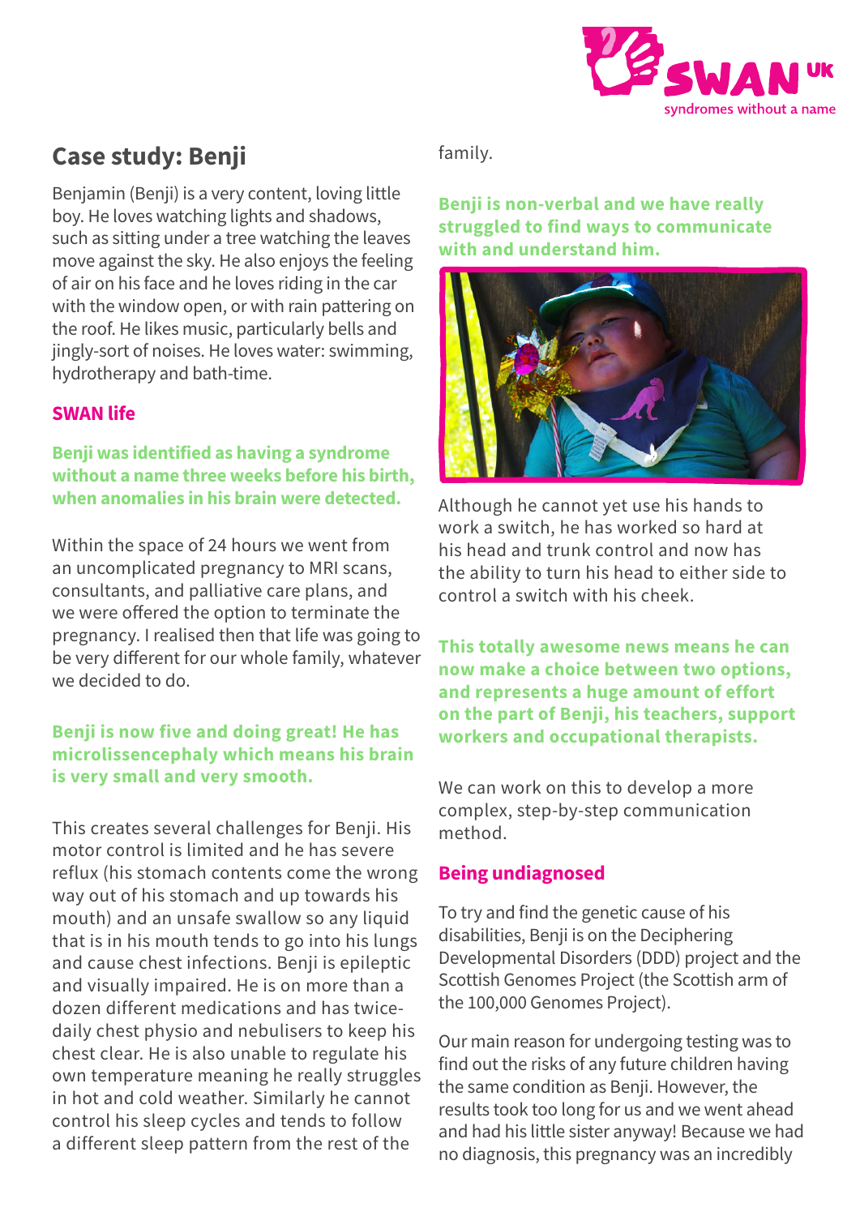## Case study: Benji

Benjamin (Benji) is a very content, loving little boy. He loves watching lights and shadows, such as sitting under a tree watching the leaves move against the sky. He also enjoys the feeling of air on his face and he loves riding in the car with the window open, or with rain pattering on the roof. He likes music, particularly bells and jingly-sort of noises. He loves water: swimming, hydrotherapy and bath-time.

### SWAN life

**Benji was identified as having a syndrome without a name three weeks before his birth, when anomalies in his brain were detected.**

Within the space of 24 hours we went from an uncomplicated pregnancy to MRI scans, consultants, and palliative care plans, and we were offered the option to terminate the pregnancy. I realised then that life was going to be very different for our whole family, whatever we decided to do.

**Benji is now five and doing great! He has microlissencephaly which means his brain is very small and very smooth.**

This creates several challenges for Benji. His motor control is limited and he has severe reflux (his stomach contents come the wrong way out of his stomach and up towards his mouth) and an unsafe swallow so any liquid that is in his mouth tends to go into his lungs and cause chest infections. Benji is epileptic and visually impaired. He is on more than a dozen different medications and has twice-daily chest physio and nebulisers to keep his chest clear. He is also unable to regulate his own temperature meaning he really struggles in hot and cold weather. Similarly he cannot control his sleep cycles and tends to follow a different sleep pattern from the rest of the family.

**Benji is non-verbal and we have really struggled to find ways to communicate with and understand him.**

Although he cannot yet use his hands to work a switch, he has worked so hard at his head and trunk control and now has the ability to turn his head to either side to control a switch with his cheek.

**This totally awesome news means he can now make a choice between two options, and represents a huge amount of effort on the part of Benji, his teachers, support workers and occupational therapists.**

We can work on this to develop a more complex, step-by-step communication method.

### Being undiagnosed

To try and find the genetic cause of his disabilities, Benji is on the Deciphering Developmental Disorders (DDD) project and the Scottish Genomes Project (the Scottish arm of the 100,000 Genomes Project).

Our main reason for undergoing testing was to find out the risks of any future children having the same condition as Benji. However, the results took too long for us and we went ahead and had his little sister anyway! Because we had no diagnosis, this pregnancy was an incredibly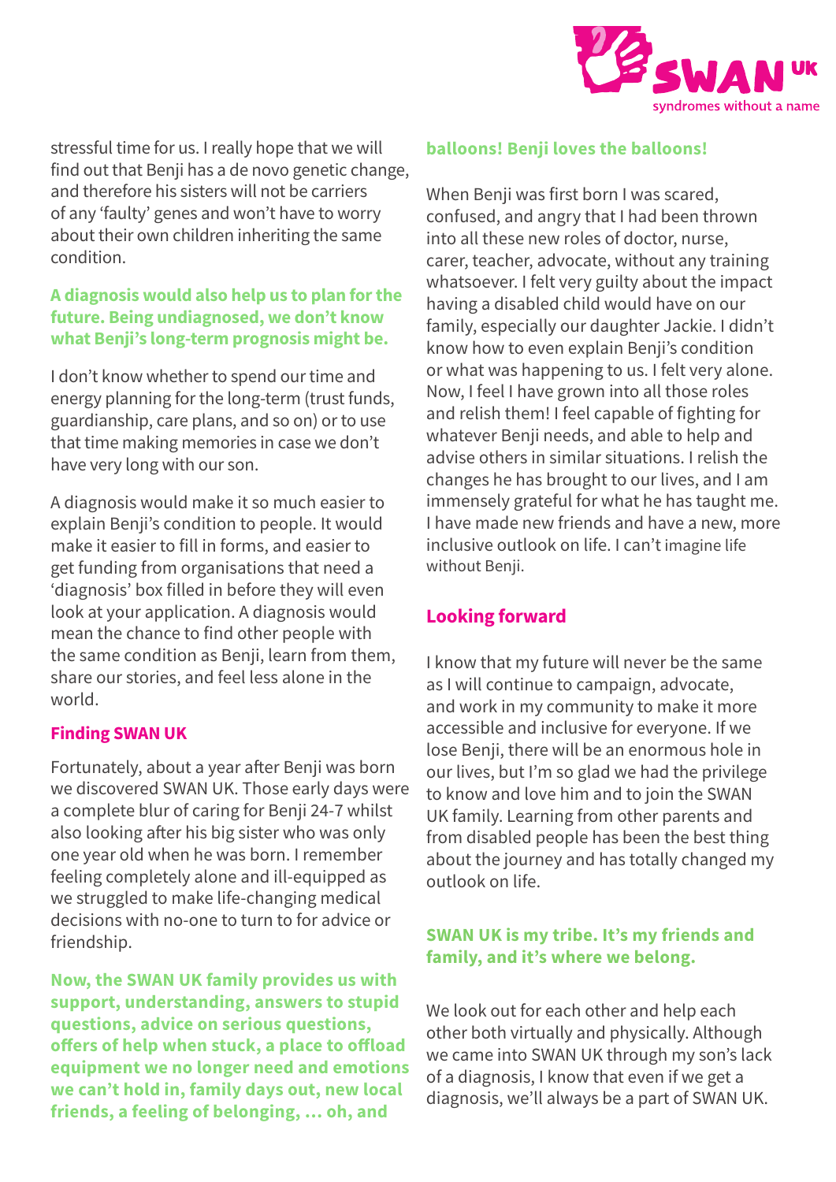stressful time for us. I really hope that we will find out that Benji has a de novo genetic change, and therefore his sisters will not be carriers of any 'faulty' genes and won't have to worry about their own children inheriting the same condition.

**A diagnosis would also help us to plan for the future. Being undiagnosed, we don't know what Benji's long-term prognosis might be.**

I don't know whether to spend our time and energy planning for the long-term (trust funds, guardianship, care plans, and so on) or to use that time making memories in case we don't have very long with our son.

A diagnosis would make it so much easier to explain Benji's condition to people. It would make it easier to fill in forms, and easier to get funding from organisations that need a 'diagnosis' box filled in before they will even look at your application. A diagnosis would mean the chance to find other people with the same condition as Benji, learn from them, share our stories, and feel less alone in the world.

## Finding SWAN UK

Fortunately, about a year after Benji was born we discovered SWAN UK. Those early days were a complete blur of caring for Benji 24-7 whilst also looking after his big sister who was only one year old when he was born. I remember feeling completely alone and ill-equipped as we struggled to make life-changing medical decisions with no-one to turn to for advice or friendship.

**Now, the SWAN UK family provides us with support, understanding, answers to stupid questions, advice on serious questions, offers of help when stuck, a place to offload equipment we no longer need and emotions we can't hold in, family days out, new local friends, a feeling of belonging, … oh, and balloons! Benji loves the balloons!**

When Benji was first born I was scared, confused, and angry that I had been thrown into all these new roles of doctor, nurse, carer, teacher, advocate, without any training whatsoever. I felt very guilty about the impact having a disabled child would have on our family, especially our daughter Jackie. I didn't know how to even explain Benji's condition or what was happening to us. I felt very alone. Now, I feel I have grown into all those roles and relish them! I feel capable of fighting for whatever Benji needs, and able to help and advise others in similar situations. I relish the changes he has brought to our lives, and I am immensely grateful for what he has taught me. I have made new friends and have a new, more inclusive outlook on life. I can't imagine life without Benji.

## Looking forward

I know that my future will never be the same as I will continue to campaign, advocate, and work in my community to make it more accessible and inclusive for everyone. If we lose Benji, there will be an enormous hole in our lives, but I'm so glad we had the privilege to know and love him and to join the SWAN UK family. Learning from other parents and from disabled people has been the best thing about the journey and has totally changed my outlook on life.

**SWAN UK is my tribe. It's my friends and family, and it's where we belong.**

We look out for each other and help each other both virtually and physically. Although we came into SWAN UK through my son's lack of a diagnosis, I know that even if we get a diagnosis, we'll always be a part of SWAN UK.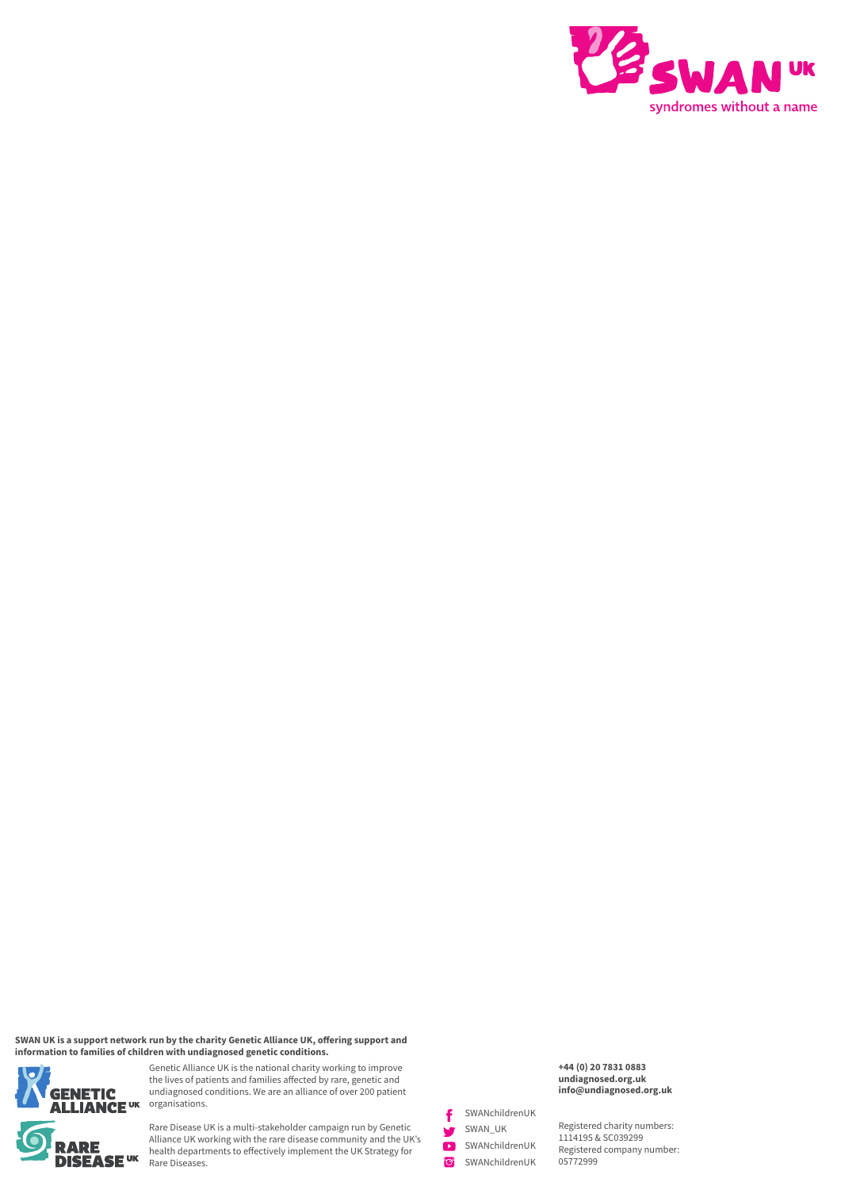SWAN UK

syndromes without a name

**SWAN UK is a support network run by the charity Genetic Alliance UK, offering support and information to families of children with undiagnosed genetic conditions.**

GENETIC ALLIANCE UK

Genetic Alliance UK is the national charity working to improve the lives of patients and families affected by rare, genetic and undiagnosed conditions. We are an alliance of over 200 patient organisations.

RARE DISEASE UK

Rare Disease UK is a multi-stakeholder campaign run by Genetic Alliance UK working with the rare disease community and the UK's health departments to effectively implement the UK Strategy for Rare Diseases.

SWANchildrenUK
SWAN_UK
SWANchildrenUK
SWANchildrenUK

**+44 (0) 20 7831 0883**
**undiagnosed.org.uk**
**info@undiagnosed.org.uk**

Registered charity numbers: 1114195 & SC039299
Registered company number: 05772999